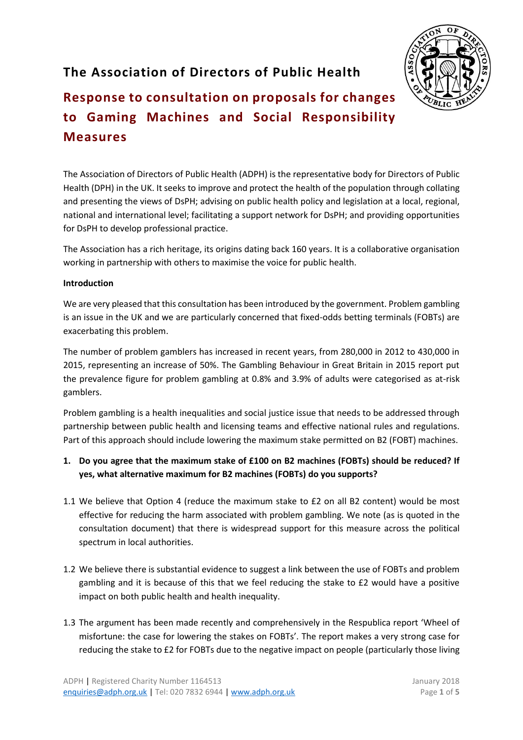# The Association of Directors of Public Health

## Response to consultation on proposals for changes to Gaming Machines and Social Responsibility Measures

The Association of Directors of Public Health (ADPH) is the representative body for Directors of Public Health (DPH) in the UK. It seeks to improve and protect the health of the population through collating and presenting the views of DsPH; advising on public health policy and legislation at a local, regional, national and international level; facilitating a support network for DsPH; and providing opportunities for DsPH to develop professional practice.

The Association has a rich heritage, its origins dating back 160 years. It is a collaborative organisation working in partnership with others to maximise the voice for public health.

**Introduction**

We are very pleased that this consultation has been introduced by the government. Problem gambling is an issue in the UK and we are particularly concerned that fixed-odds betting terminals (FOBTs) are exacerbating this problem.

The number of problem gamblers has increased in recent years, from 280,000 in 2012 to 430,000 in 2015, representing an increase of 50%. The Gambling Behaviour in Great Britain in 2015 report put the prevalence figure for problem gambling at 0.8% and 3.9% of adults were categorised as at-risk gamblers.

Problem gambling is a health inequalities and social justice issue that needs to be addressed through partnership between public health and licensing teams and effective national rules and regulations. Part of this approach should include lowering the maximum stake permitted on B2 (FOBT) machines.

1. **Do you agree that the maximum stake of £100 on B2 machines (FOBTs) should be reduced? If yes, what alternative maximum for B2 machines (FOBTs) do you supports?**

1.1 We believe that Option 4 (reduce the maximum stake to £2 on all B2 content) would be most effective for reducing the harm associated with problem gambling. We note (as is quoted in the consultation document) that there is widespread support for this measure across the political spectrum in local authorities.

1.2 We believe there is substantial evidence to suggest a link between the use of FOBTs and problem gambling and it is because of this that we feel reducing the stake to £2 would have a positive impact on both public health and health inequality.

1.3 The argument has been made recently and comprehensively in the Respublica report 'Wheel of misfortune: the case for lowering the stakes on FOBTs'. The report makes a very strong case for reducing the stake to £2 for FOBTs due to the negative impact on people (particularly those living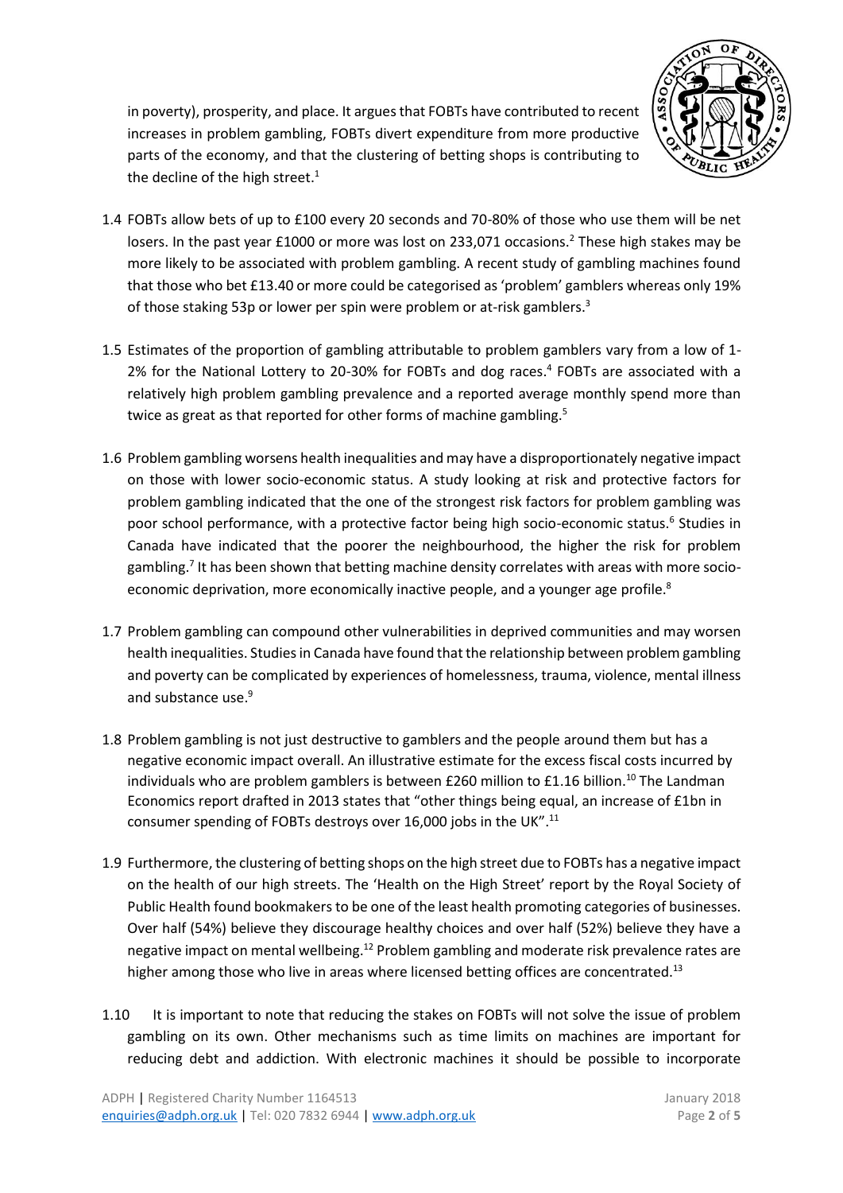in poverty), prosperity, and place. It argues that FOBTs have contributed to recent increases in problem gambling, FOBTs divert expenditure from more productive parts of the economy, and that the clustering of betting shops is contributing to the decline of the high street.[1]

1.4 FOBTs allow bets of up to £100 every 20 seconds and 70-80% of those who use them will be net losers. In the past year £1000 or more was lost on 233,071 occasions.[2] These high stakes may be more likely to be associated with problem gambling. A recent study of gambling machines found that those who bet £13.40 or more could be categorised as 'problem' gamblers whereas only 19% of those staking 53p or lower per spin were problem or at-risk gamblers.[3]

1.5 Estimates of the proportion of gambling attributable to problem gamblers vary from a low of 1-2% for the National Lottery to 20-30% for FOBTs and dog races.[4] FOBTs are associated with a relatively high problem gambling prevalence and a reported average monthly spend more than twice as great as that reported for other forms of machine gambling.[5]

1.6 Problem gambling worsens health inequalities and may have a disproportionately negative impact on those with lower socio-economic status. A study looking at risk and protective factors for problem gambling indicated that the one of the strongest risk factors for problem gambling was poor school performance, with a protective factor being high socio-economic status.[6] Studies in Canada have indicated that the poorer the neighbourhood, the higher the risk for problem gambling.[7] It has been shown that betting machine density correlates with areas with more socio-economic deprivation, more economically inactive people, and a younger age profile.[8]

1.7 Problem gambling can compound other vulnerabilities in deprived communities and may worsen health inequalities. Studies in Canada have found that the relationship between problem gambling and poverty can be complicated by experiences of homelessness, trauma, violence, mental illness and substance use.[9]

1.8 Problem gambling is not just destructive to gamblers and the people around them but has a negative economic impact overall. An illustrative estimate for the excess fiscal costs incurred by individuals who are problem gamblers is between £260 million to £1.16 billion.[10] The Landman Economics report drafted in 2013 states that "other things being equal, an increase of £1bn in consumer spending of FOBTs destroys over 16,000 jobs in the UK".[11]

1.9 Furthermore, the clustering of betting shops on the high street due to FOBTs has a negative impact on the health of our high streets. The 'Health on the High Street' report by the Royal Society of Public Health found bookmakers to be one of the least health promoting categories of businesses. Over half (54%) believe they discourage healthy choices and over half (52%) believe they have a negative impact on mental wellbeing.[12] Problem gambling and moderate risk prevalence rates are higher among those who live in areas where licensed betting offices are concentrated.[13]

1.10 It is important to note that reducing the stakes on FOBTs will not solve the issue of problem gambling on its own. Other mechanisms such as time limits on machines are important for reducing debt and addiction. With electronic machines it should be possible to incorporate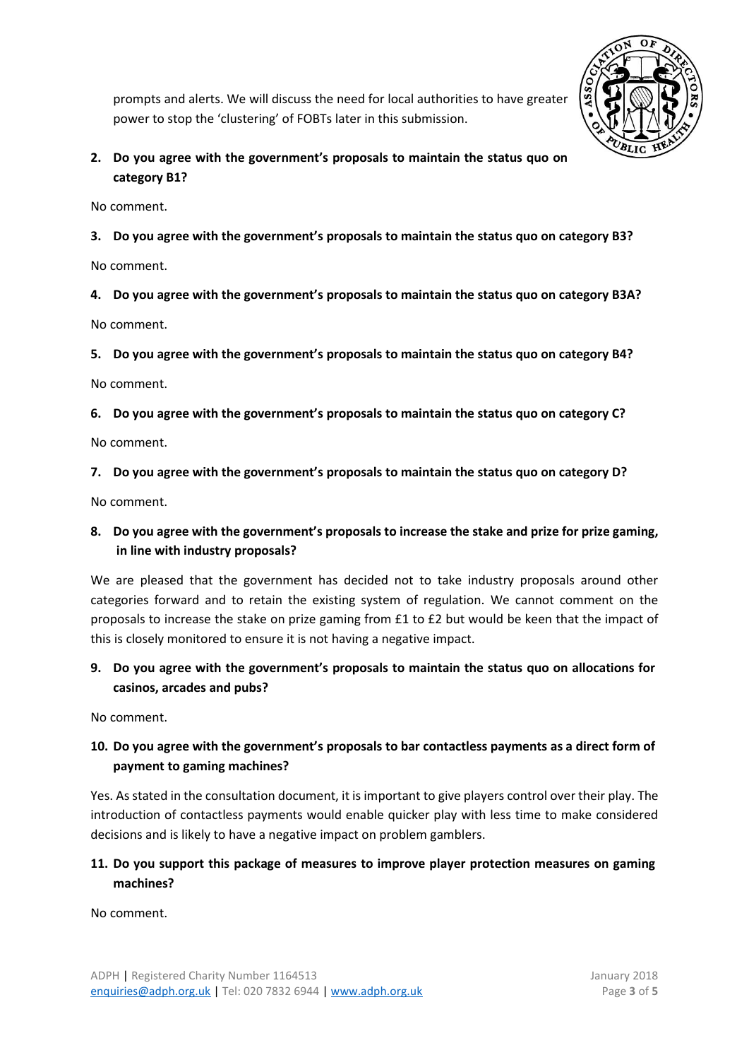prompts and alerts. We will discuss the need for local authorities to have greater power to stop the 'clustering' of FOBTs later in this submission.

**2. Do you agree with the government's proposals to maintain the status quo on category B1?**

No comment.

**3. Do you agree with the government's proposals to maintain the status quo on category B3?**

No comment.

**4. Do you agree with the government's proposals to maintain the status quo on category B3A?**

No comment.

**5. Do you agree with the government's proposals to maintain the status quo on category B4?**

No comment.

**6. Do you agree with the government's proposals to maintain the status quo on category C?**

No comment.

**7. Do you agree with the government's proposals to maintain the status quo on category D?**

No comment.

**8. Do you agree with the government's proposals to increase the stake and prize for prize gaming, in line with industry proposals?**

We are pleased that the government has decided not to take industry proposals around other categories forward and to retain the existing system of regulation. We cannot comment on the proposals to increase the stake on prize gaming from £1 to £2 but would be keen that the impact of this is closely monitored to ensure it is not having a negative impact.

**9. Do you agree with the government's proposals to maintain the status quo on allocations for casinos, arcades and pubs?**

No comment.

**10. Do you agree with the government's proposals to bar contactless payments as a direct form of payment to gaming machines?**

Yes. As stated in the consultation document, it is important to give players control over their play. The introduction of contactless payments would enable quicker play with less time to make considered decisions and is likely to have a negative impact on problem gamblers.

**11. Do you support this package of measures to improve player protection measures on gaming machines?**

No comment.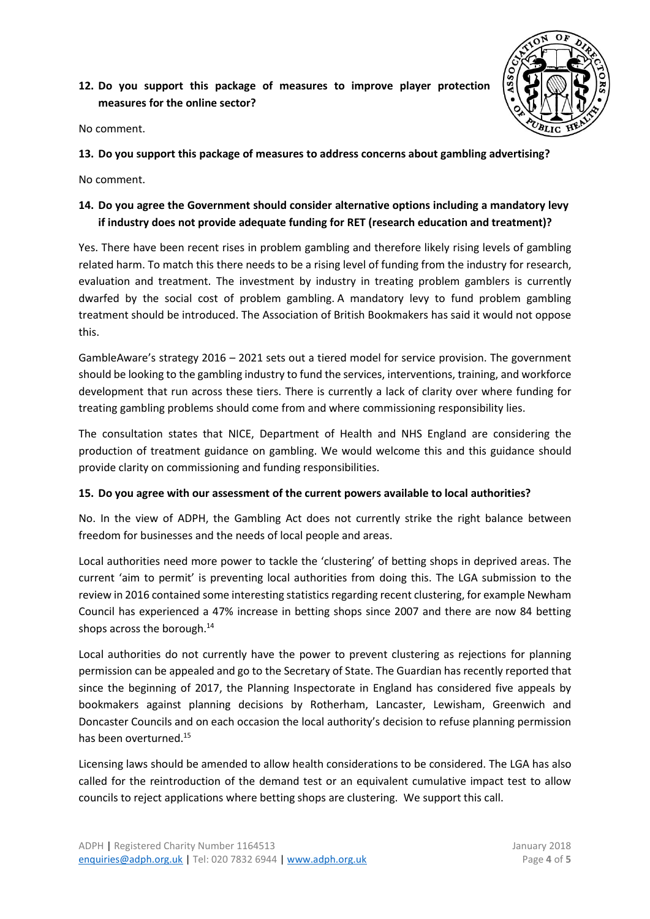**12. Do you support this package of measures to improve player protection measures for the online sector?**

No comment.

**13. Do you support this package of measures to address concerns about gambling advertising?**

No comment.

**14. Do you agree the Government should consider alternative options including a mandatory levy if industry does not provide adequate funding for RET (research education and treatment)?**

Yes. There have been recent rises in problem gambling and therefore likely rising levels of gambling related harm. To match this there needs to be a rising level of funding from the industry for research, evaluation and treatment. The investment by industry in treating problem gamblers is currently dwarfed by the social cost of problem gambling. A mandatory levy to fund problem gambling treatment should be introduced. The Association of British Bookmakers has said it would not oppose this.

GambleAware's strategy 2016 – 2021 sets out a tiered model for service provision. The government should be looking to the gambling industry to fund the services, interventions, training, and workforce development that run across these tiers. There is currently a lack of clarity over where funding for treating gambling problems should come from and where commissioning responsibility lies.

The consultation states that NICE, Department of Health and NHS England are considering the production of treatment guidance on gambling. We would welcome this and this guidance should provide clarity on commissioning and funding responsibilities.

**15. Do you agree with our assessment of the current powers available to local authorities?**

No. In the view of ADPH, the Gambling Act does not currently strike the right balance between freedom for businesses and the needs of local people and areas.

Local authorities need more power to tackle the 'clustering' of betting shops in deprived areas. The current 'aim to permit' is preventing local authorities from doing this. The LGA submission to the review in 2016 contained some interesting statistics regarding recent clustering, for example Newham Council has experienced a 47% increase in betting shops since 2007 and there are now 84 betting shops across the borough.[14]

Local authorities do not currently have the power to prevent clustering as rejections for planning permission can be appealed and go to the Secretary of State. The Guardian has recently reported that since the beginning of 2017, the Planning Inspectorate in England has considered five appeals by bookmakers against planning decisions by Rotherham, Lancaster, Lewisham, Greenwich and Doncaster Councils and on each occasion the local authority's decision to refuse planning permission has been overturned.[15]

Licensing laws should be amended to allow health considerations to be considered. The LGA has also called for the reintroduction of the demand test or an equivalent cumulative impact test to allow councils to reject applications where betting shops are clustering. We support this call.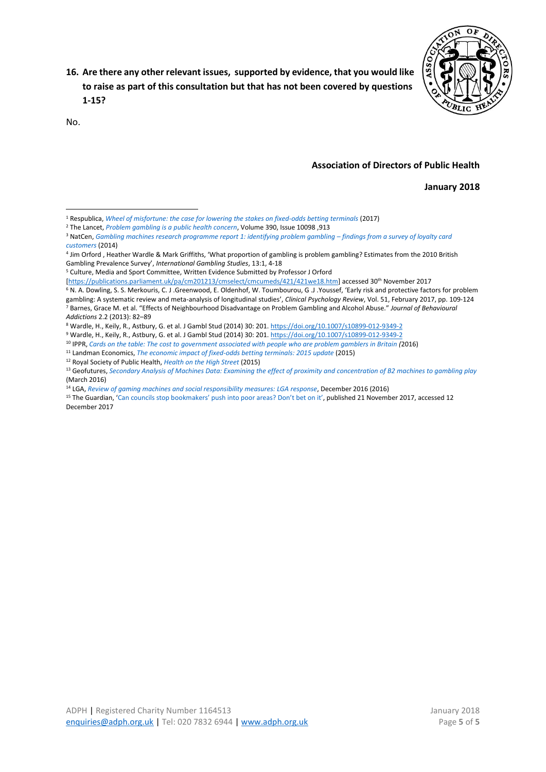**16. Are there any other relevant issues, supported by evidence, that you would like to raise as part of this consultation but that has not been covered by questions 1-15?**

No.

**Association of Directors of Public Health**

**January 2018**

---

[1] Respublica, *Wheel of misfortune: the case for lowering the stakes on fixed-odds betting terminals* (2017)

[2] The Lancet, *Problem gambling is a public health concern*, Volume 390, Issue 10098 ,913

[3] NatCen, *Gambling machines research programme report 1: identifying problem gambling – findings from a survey of loyalty card customers* (2014)

[4] Jim Orford , Heather Wardle & Mark Griffiths, 'What proportion of gambling is problem gambling? Estimates from the 2010 British Gambling Prevalence Survey', *International Gambling Studies*, 13:1, 4-18

[5] Culture, Media and Sport Committee, Written Evidence Submitted by Professor J Orford [https://publications.parliament.uk/pa/cm201213/cmselect/cmcumeds/421/421we18.htm] accessed 30th November 2017

[6] N. A. Dowling, S. S. Merkouris, C. J .Greenwood, E. Oldenhof, W. Toumbourou, G .J .Youssef, 'Early risk and protective factors for problem gambling: A systematic review and meta-analysis of longitudinal studies', *Clinical Psychology Review*, Vol. 51, February 2017, pp. 109-124

[7] Barnes, Grace M. et al. "Effects of Neighbourhood Disadvantage on Problem Gambling and Alcohol Abuse." *Journal of Behavioural Addictions* 2.2 (2013): 82–89

[8] Wardle, H., Keily, R., Astbury, G. et al. J Gambl Stud (2014) 30: 201. https://doi.org/10.1007/s10899-012-9349-2

[9] Wardle, H., Keily, R., Astbury, G. et al. J Gambl Stud (2014) 30: 201. https://doi.org/10.1007/s10899-012-9349-2

[10] IPPR, *Cards on the table: The cost to government associated with people who are problem gamblers in Britain (*2016)

[11] Landman Economics, *The economic impact of fixed-odds betting terminals: 2015 update* (2015)

[12] Royal Society of Public Health, *Health on the High Street* (2015)

[13] Geofutures, *Secondary Analysis of Machines Data: Examining the effect of proximity and concentration of B2 machines to gambling play* (March 2016)

[14] LGA, *Review of gaming machines and social responsibility measures: LGA response*, December 2016 (2016)

[15] The Guardian, 'Can councils stop bookmakers' push into poor areas? Don't bet on it', published 21 November 2017, accessed 12 December 2017

ADPH | Registered Charity Number 1164513
enquiries@adph.org.uk | Tel: 020 7832 6944 | www.adph.org.uk